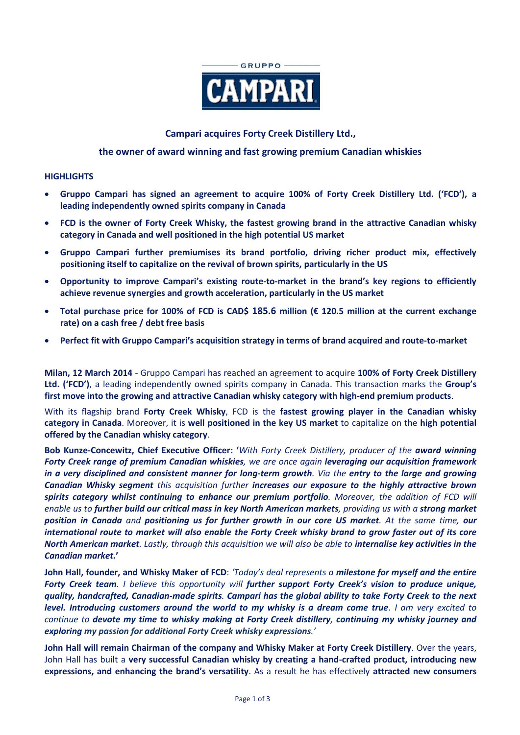GRUPPO CAMPARI

## Campari acquires Forty Creek Distillery Ltd.,

## the owner of award winning and fast growing premium Canadian whiskies

### HIGHLIGHTS

- **Gruppo Campari has signed an agreement to acquire 100% of Forty Creek Distillery Ltd. ('FCD'), a leading independently owned spirits company in Canada**
- **FCD is the owner of Forty Creek Whisky, the fastest growing brand in the attractive Canadian whisky category in Canada and well positioned in the high potential US market**
- **Gruppo Campari further premiumises its brand portfolio, driving richer product mix, effectively positioning itself to capitalize on the revival of brown spirits, particularly in the US**
- **Opportunity to improve Campari's existing route-to-market in the brand's key regions to efficiently achieve revenue synergies and growth acceleration, particularly in the US market**
- **Total purchase price for 100% of FCD is CAD$ 185.6 million (€ 120.5 million at the current exchange rate) on a cash free / debt free basis**
- **Perfect fit with Gruppo Campari's acquisition strategy in terms of brand acquired and route-to-market**

**Milan, 12 March 2014** - Gruppo Campari has reached an agreement to acquire **100% of Forty Creek Distillery Ltd. ('FCD')**, a leading independently owned spirits company in Canada. This transaction marks the **Group's first move into the growing and attractive Canadian whisky category with high-end premium products**.

With its flagship brand **Forty Creek Whisky**, FCD is the **fastest growing player in the Canadian whisky category in Canada**. Moreover, it is **well positioned in the key US market** to capitalize on the **high potential offered by the Canadian whisky category**.

**Bob Kunze-Concewitz, Chief Executive Officer: '***With Forty Creek Distillery, producer of the* ***award winning Forty Creek range of premium Canadian whiskies****, we are once again* ***leveraging our acquisition framework in a very disciplined and consistent manner for long-term growth****. Via the* ***entry to the large and growing Canadian Whisky segment*** *this acquisition further* ***increases our exposure to the highly attractive brown spirits category whilst continuing to enhance our premium portfolio****. Moreover, the addition of FCD will enable us to* ***further build our critical mass in key North American markets****, providing us with a* ***strong market position in Canada*** *and* ***positioning us for further growth in our core US market****. At the same time,* ***our international route to market will also enable the Forty Creek whisky brand to grow faster out of its core North American market****. Lastly, through this acquisition we will also be able to* ***internalise key activities in the Canadian market****.***'**

**John Hall, founder, and Whisky Maker of FCD**: *'Today's deal represents a* ***milestone for myself and the entire Forty Creek team****. I believe this opportunity will* ***further support Forty Creek's vision to produce unique, quality, handcrafted, Canadian-made spirits****.* ***Campari has the global ability to take Forty Creek to the next level. Introducing customers around the world to my whisky is a dream come true****. I am very excited to continue to* ***devote my time to whisky making at Forty Creek distillery****,* ***continuing my whisky journey and exploring my passion for additional Forty Creek whisky expressions****.'*

**John Hall will remain Chairman of the company and Whisky Maker at Forty Creek Distillery**. Over the years, John Hall has built a **very successful Canadian whisky by creating a hand-crafted product, introducing new expressions, and enhancing the brand's versatility**. As a result he has effectively **attracted new consumers**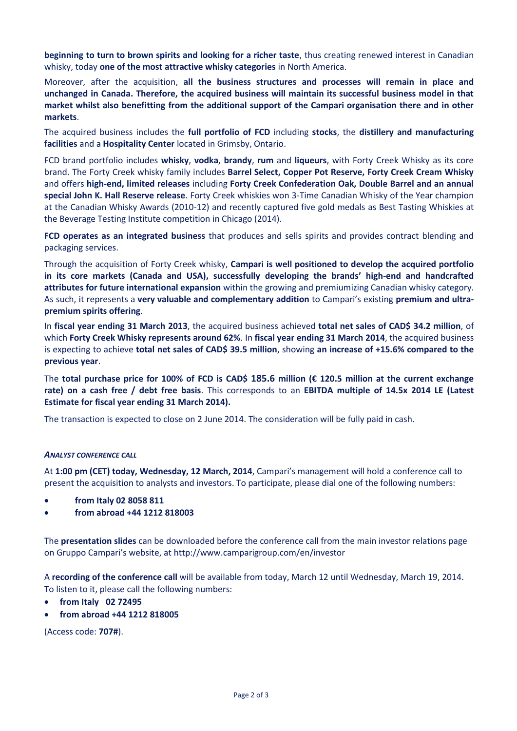**beginning to turn to brown spirits and looking for a richer taste**, thus creating renewed interest in Canadian whisky, today **one of the most attractive whisky categories** in North America.

Moreover, after the acquisition, **all the business structures and processes will remain in place and unchanged in Canada. Therefore, the acquired business will maintain its successful business model in that market whilst also benefitting from the additional support of the Campari organisation there and in other markets**.

The acquired business includes the **full portfolio of FCD** including **stocks**, the **distillery and manufacturing facilities** and a **Hospitality Center** located in Grimsby, Ontario.

FCD brand portfolio includes **whisky**, **vodka**, **brandy**, **rum** and **liqueurs**, with Forty Creek Whisky as its core brand. The Forty Creek whisky family includes **Barrel Select, Copper Pot Reserve, Forty Creek Cream Whisky** and offers **high-end, limited releases** including **Forty Creek Confederation Oak, Double Barrel and an annual special John K. Hall Reserve release**. Forty Creek whiskies won 3-Time Canadian Whisky of the Year champion at the Canadian Whisky Awards (2010-12) and recently captured five gold medals as Best Tasting Whiskies at the Beverage Testing Institute competition in Chicago (2014).

**FCD operates as an integrated business** that produces and sells spirits and provides contract blending and packaging services.

Through the acquisition of Forty Creek whisky, **Campari is well positioned to develop the acquired portfolio in its core markets (Canada and USA), successfully developing the brands' high-end and handcrafted attributes for future international expansion** within the growing and premiumizing Canadian whisky category. As such, it represents a **very valuable and complementary addition** to Campari's existing **premium and ultra-premium spirits offering**.

In **fiscal year ending 31 March 2013**, the acquired business achieved **total net sales of CAD$ 34.2 million**, of which **Forty Creek Whisky represents around 62%**. In **fiscal year ending 31 March 2014**, the acquired business is expecting to achieve **total net sales of CAD$ 39.5 million**, showing **an increase of +15.6% compared to the previous year**.

The **total purchase price for 100% of FCD is CAD$ 185.6 million (€ 120.5 million at the current exchange rate) on a cash free / debt free basis**. This corresponds to an **EBITDA multiple of 14.5x 2014 LE (Latest Estimate for fiscal year ending 31 March 2014).**

The transaction is expected to close on 2 June 2014. The consideration will be fully paid in cash.

***ANALYST CONFERENCE CALL***

At **1:00 pm (CET) today, Wednesday, 12 March, 2014**, Campari's management will hold a conference call to present the acquisition to analysts and investors. To participate, please dial one of the following numbers:

- **from Italy 02 8058 811**
- **from abroad +44 1212 818003**

The **presentation slides** can be downloaded before the conference call from the main investor relations page on Gruppo Campari's website, at http://www.camparigroup.com/en/investor

A **recording of the conference call** will be available from today, March 12 until Wednesday, March 19, 2014. To listen to it, please call the following numbers:

- **from Italy 02 72495**
- **from abroad +44 1212 818005**

(Access code: **707#**).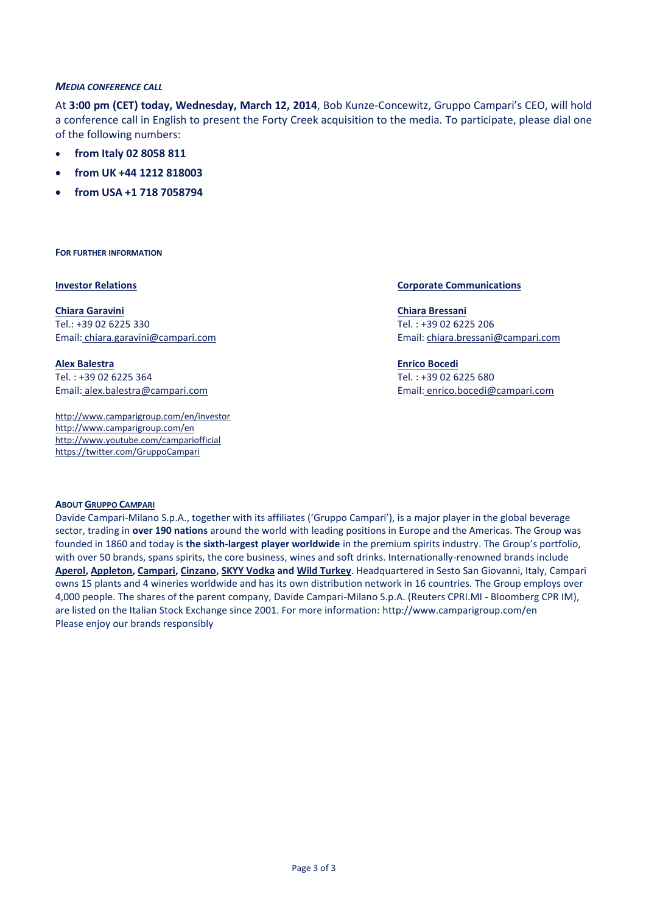***MEDIA CONFERENCE CALL***

At **3:00 pm (CET) today, Wednesday, March 12, 2014**, Bob Kunze-Concewitz, Gruppo Campari's CEO, will hold a conference call in English to present the Forty Creek acquisition to the media. To participate, please dial one of the following numbers:

- **from Italy 02 8058 811**
- **from UK +44 1212 818003**
- **from USA +1 718 7058794**

**FOR FURTHER INFORMATION**

**Investor Relations**

**Chiara Garavini**
Tel.: +39 02 6225 330
Email: chiara.garavini@campari.com

**Alex Balestra**
Tel. : +39 02 6225 364
Email: alex.balestra@campari.com

http://www.camparigroup.com/en/investor
http://www.camparigroup.com/en
http://www.youtube.com/campariofficial
https://twitter.com/GruppoCampari

**Corporate Communications**

**Chiara Bressani**
Tel. : +39 02 6225 206
Email: chiara.bressani@campari.com

**Enrico Bocedi**
Tel. : +39 02 6225 680
Email: enrico.bocedi@campari.com

**ABOUT GRUPPO CAMPARI**

Davide Campari-Milano S.p.A., together with its affiliates ('Gruppo Campari'), is a major player in the global beverage sector, trading in **over 190 nations** around the world with leading positions in Europe and the Americas. The Group was founded in 1860 and today is **the sixth-largest player worldwide** in the premium spirits industry. The Group's portfolio, with over 50 brands, spans spirits, the core business, wines and soft drinks. Internationally-renowned brands include **Aperol, Appleton, Campari, Cinzano, SKYY Vodka and Wild Turkey**. Headquartered in Sesto San Giovanni, Italy, Campari owns 15 plants and 4 wineries worldwide and has its own distribution network in 16 countries. The Group employs over 4,000 people. The shares of the parent company, Davide Campari-Milano S.p.A. (Reuters CPRI.MI - Bloomberg CPR IM), are listed on the Italian Stock Exchange since 2001. For more information: http://www.camparigroup.com/en
Please enjoy our brands responsibly